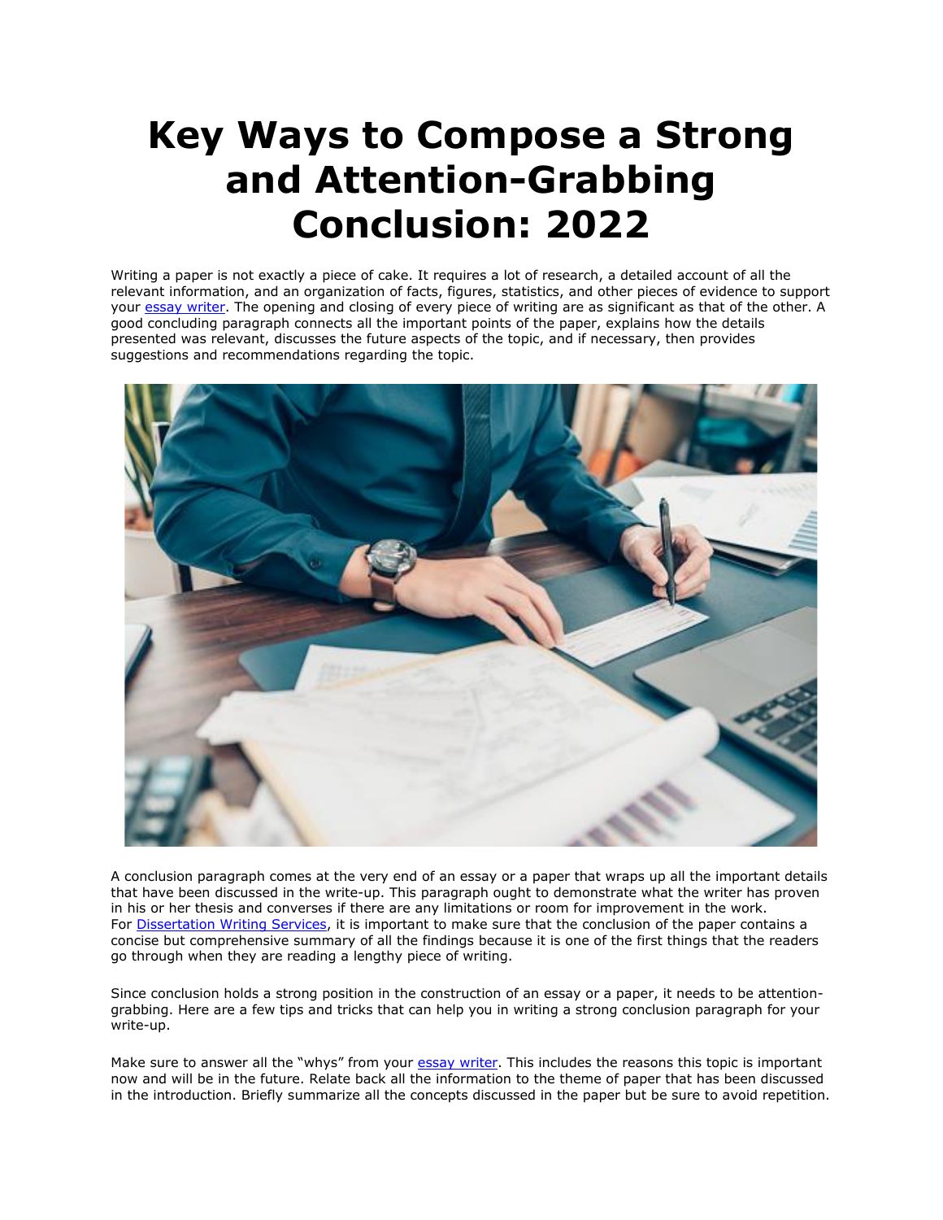# Key Ways to Compose a Strong and Attention-Grabbing Conclusion: 2022

Writing a paper is not exactly a piece of cake. It requires a lot of research, a detailed account of all the relevant information, and an organization of facts, figures, statistics, and other pieces of evidence to support your [essay writer](). The opening and closing of every piece of writing are as significant as that of the other. A good concluding paragraph connects all the important points of the paper, explains how the details presented was relevant, discusses the future aspects of the topic, and if necessary, then provides suggestions and recommendations regarding the topic.

A conclusion paragraph comes at the very end of an essay or a paper that wraps up all the important details that have been discussed in the write-up. This paragraph ought to demonstrate what the writer has proven in his or her thesis and converses if there are any limitations or room for improvement in the work. For [Dissertation Writing Services](), it is important to make sure that the conclusion of the paper contains a concise but comprehensive summary of all the findings because it is one of the first things that the readers go through when they are reading a lengthy piece of writing.

Since conclusion holds a strong position in the construction of an essay or a paper, it needs to be attention-grabbing. Here are a few tips and tricks that can help you in writing a strong conclusion paragraph for your write-up.

Make sure to answer all the "whys" from your [essay writer](). This includes the reasons this topic is important now and will be in the future. Relate back all the information to the theme of paper that has been discussed in the introduction. Briefly summarize all the concepts discussed in the paper but be sure to avoid repetition.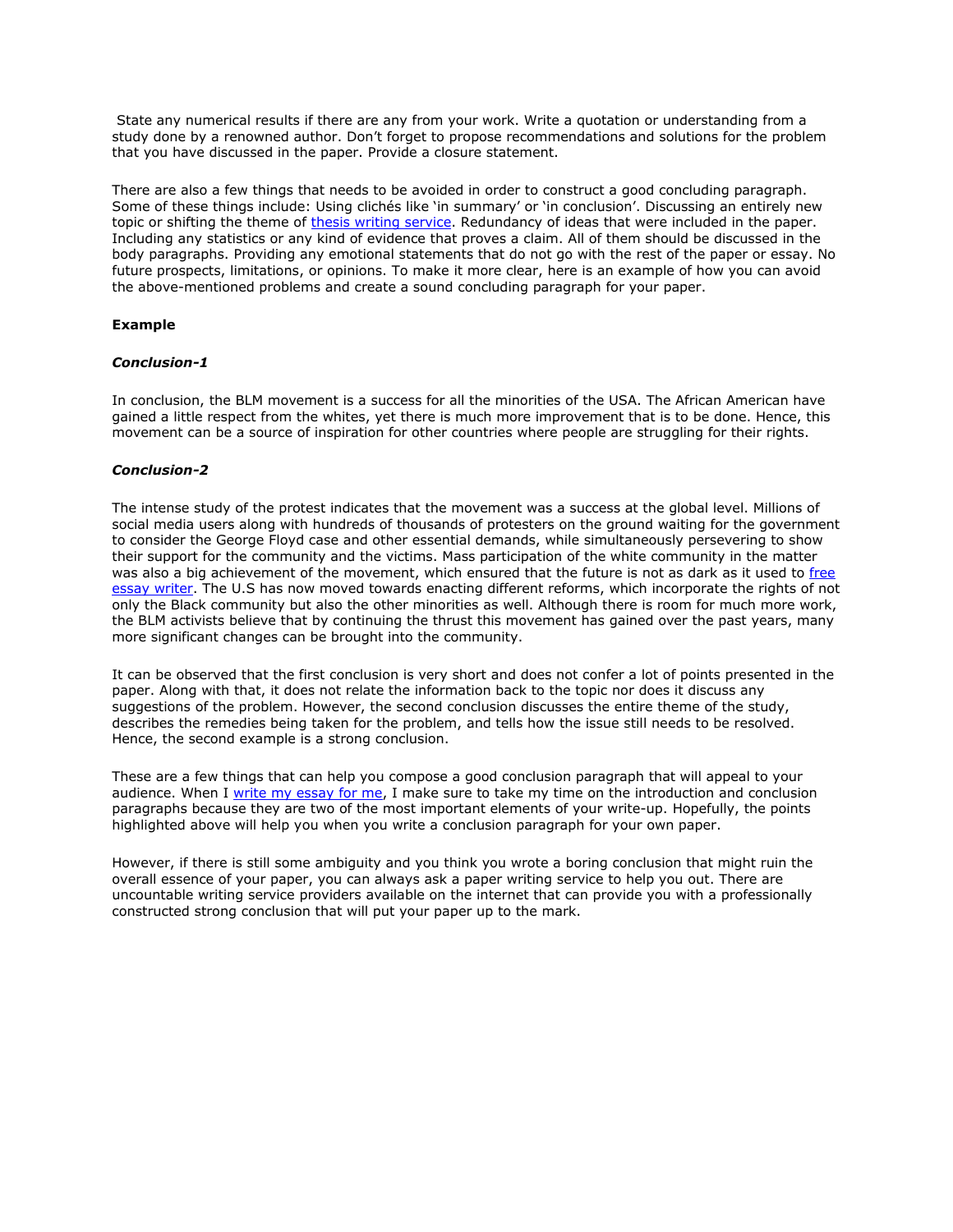State any numerical results if there are any from your work. Write a quotation or understanding from a study done by a renowned author. Don't forget to propose recommendations and solutions for the problem that you have discussed in the paper. Provide a closure statement.

There are also a few things that needs to be avoided in order to construct a good concluding paragraph. Some of these things include: Using clichés like 'in summary' or 'in conclusion'. Discussing an entirely new topic or shifting the theme of thesis writing service. Redundancy of ideas that were included in the paper. Including any statistics or any kind of evidence that proves a claim. All of them should be discussed in the body paragraphs. Providing any emotional statements that do not go with the rest of the paper or essay. No future prospects, limitations, or opinions. To make it more clear, here is an example of how you can avoid the above-mentioned problems and create a sound concluding paragraph for your paper.

**Example**

***Conclusion-1***

In conclusion, the BLM movement is a success for all the minorities of the USA. The African American have gained a little respect from the whites, yet there is much more improvement that is to be done. Hence, this movement can be a source of inspiration for other countries where people are struggling for their rights.

***Conclusion-2***

The intense study of the protest indicates that the movement was a success at the global level. Millions of social media users along with hundreds of thousands of protesters on the ground waiting for the government to consider the George Floyd case and other essential demands, while simultaneously persevering to show their support for the community and the victims. Mass participation of the white community in the matter was also a big achievement of the movement, which ensured that the future is not as dark as it used to free essay writer. The U.S has now moved towards enacting different reforms, which incorporate the rights of not only the Black community but also the other minorities as well. Although there is room for much more work, the BLM activists believe that by continuing the thrust this movement has gained over the past years, many more significant changes can be brought into the community.

It can be observed that the first conclusion is very short and does not confer a lot of points presented in the paper. Along with that, it does not relate the information back to the topic nor does it discuss any suggestions of the problem. However, the second conclusion discusses the entire theme of the study, describes the remedies being taken for the problem, and tells how the issue still needs to be resolved. Hence, the second example is a strong conclusion.

These are a few things that can help you compose a good conclusion paragraph that will appeal to your audience. When I write my essay for me, I make sure to take my time on the introduction and conclusion paragraphs because they are two of the most important elements of your write-up. Hopefully, the points highlighted above will help you when you write a conclusion paragraph for your own paper.

However, if there is still some ambiguity and you think you wrote a boring conclusion that might ruin the overall essence of your paper, you can always ask a paper writing service to help you out. There are uncountable writing service providers available on the internet that can provide you with a professionally constructed strong conclusion that will put your paper up to the mark.